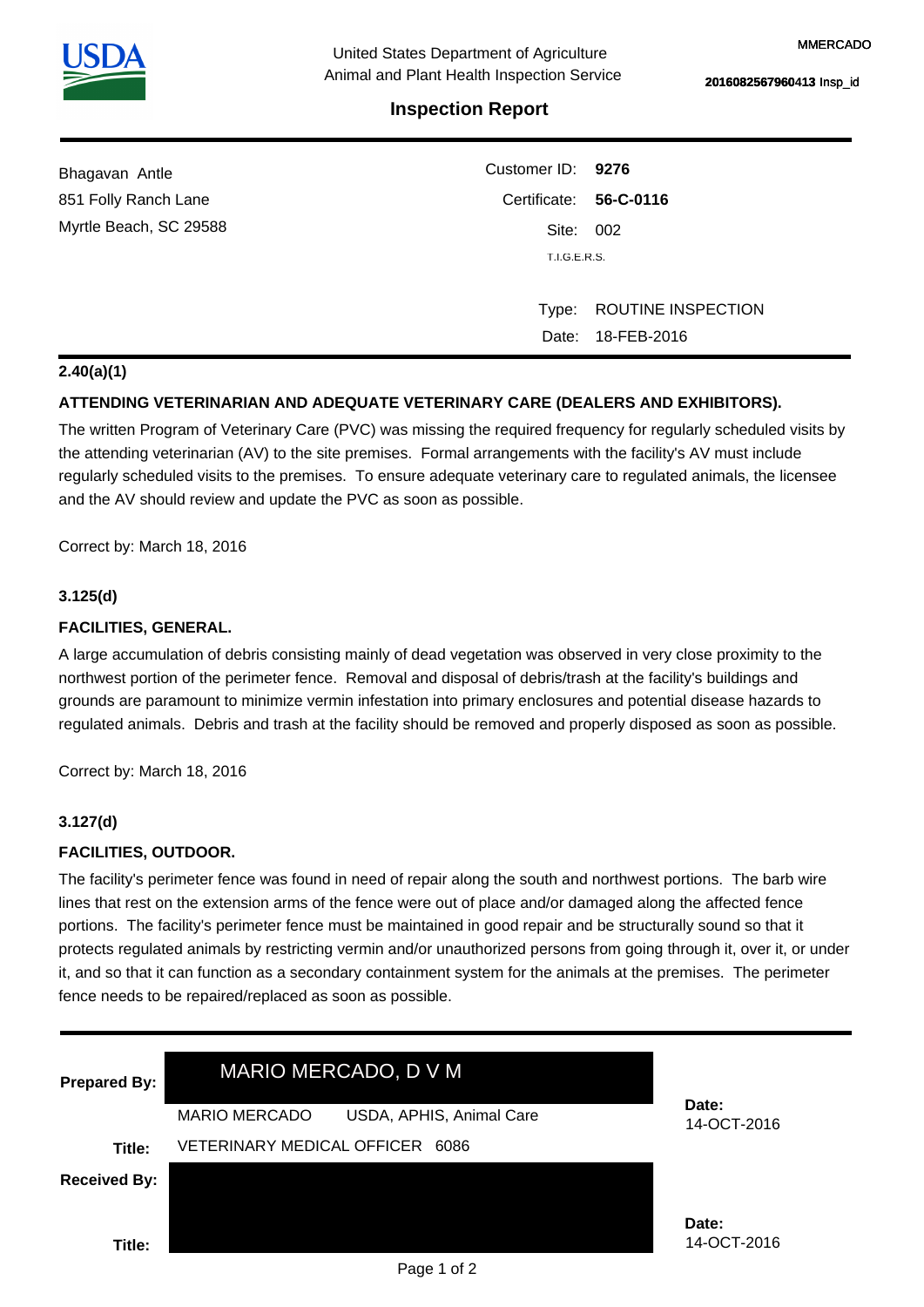MMERCADO

United States Department of Agriculture
Animal and Plant Health Inspection Service

2016082567960413 Insp_id

# Inspection Report

Bhagavan Antle
851 Folly Ranch Lane
Myrtle Beach, SC 29588

Customer ID: **9276**
Certificate: **56-C-0116**
Site: 002
T.I.G.E.R.S.

Type: ROUTINE INSPECTION
Date: 18-FEB-2016

**2.40(a)(1)**

**ATTENDING VETERINARIAN AND ADEQUATE VETERINARY CARE (DEALERS AND EXHIBITORS).**

The written Program of Veterinary Care (PVC) was missing the required frequency for regularly scheduled visits by the attending veterinarian (AV) to the site premises. Formal arrangements with the facility's AV must include regularly scheduled visits to the premises. To ensure adequate veterinary care to regulated animals, the licensee and the AV should review and update the PVC as soon as possible.

Correct by: March 18, 2016

**3.125(d)**

**FACILITIES, GENERAL.**

A large accumulation of debris consisting mainly of dead vegetation was observed in very close proximity to the northwest portion of the perimeter fence. Removal and disposal of debris/trash at the facility's buildings and grounds are paramount to minimize vermin infestation into primary enclosures and potential disease hazards to regulated animals. Debris and trash at the facility should be removed and properly disposed as soon as possible.

Correct by: March 18, 2016

**3.127(d)**

**FACILITIES, OUTDOOR.**

The facility's perimeter fence was found in need of repair along the south and northwest portions. The barb wire lines that rest on the extension arms of the fence were out of place and/or damaged along the affected fence portions. The facility's perimeter fence must be maintained in good repair and be structurally sound so that it protects regulated animals by restricting vermin and/or unauthorized persons from going through it, over it, or under it, and so that it can function as a secondary containment system for the animals at the premises. The perimeter fence needs to be repaired/replaced as soon as possible.

| | | |
|---|---|---|
| **Prepared By:** | MARIO MERCADO, D V M<br>MARIO MERCADO USDA, APHIS, Animal Care | **Date:** 14-OCT-2016 |
| **Title:** | VETERINARY MEDICAL OFFICER 6086 | |
| **Received By:** | | |
| **Title:** | | **Date:** 14-OCT-2016 |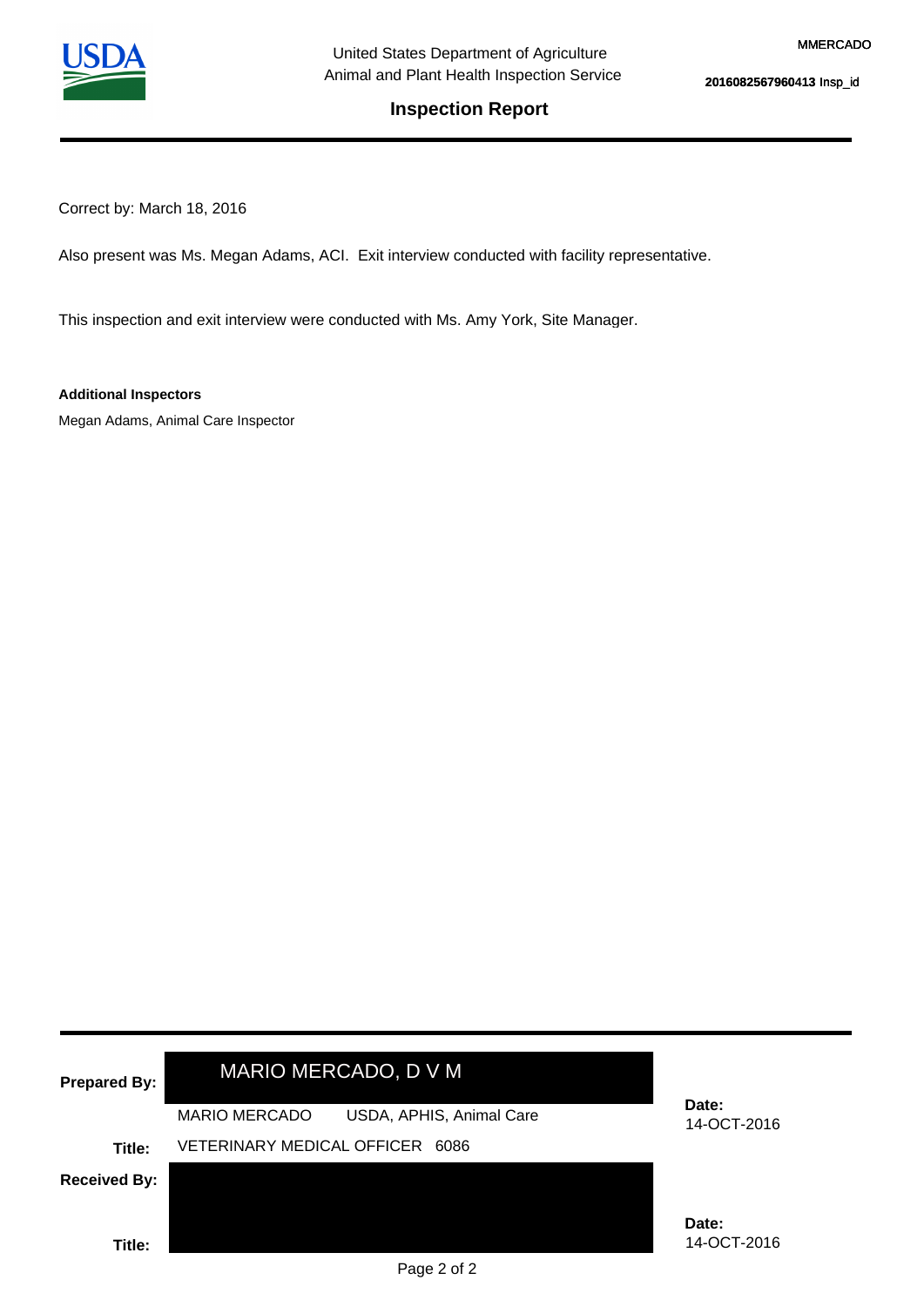United States Department of Agriculture
Animal and Plant Health Inspection Service

MMERCADO

2016082567960413 Insp_id

## Inspection Report

Correct by: March 18, 2016

Also present was Ms. Megan Adams, ACI. Exit interview conducted with facility representative.

This inspection and exit interview were conducted with Ms. Amy York, Site Manager.

**Additional Inspectors**

Megan Adams, Animal Care Inspector

| | | |
|---|---|---|
| **Prepared By:** | MARIO MERCADO, D V M | |
| | MARIO MERCADO USDA, APHIS, Animal Care | **Date:** 14-OCT-2016 |
| **Title:** | VETERINARY MEDICAL OFFICER 6086 | |
| **Received By:** | | |
| **Title:** | | **Date:** 14-OCT-2016 |